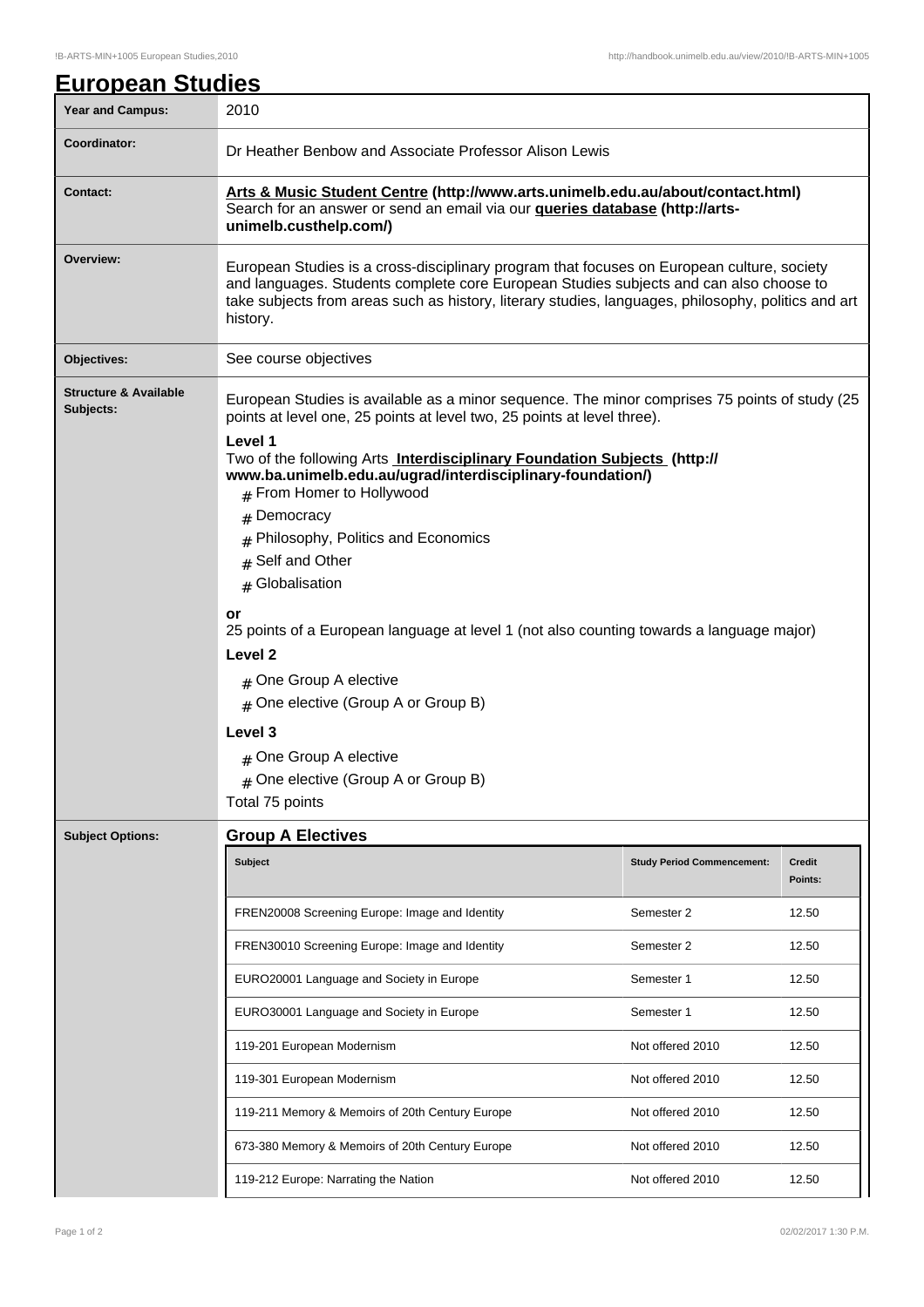# European Studies

| Year and Campus: | 2010 |
|---|---|
| Coordinator: | Dr Heather Benbow and Associate Professor Alison Lewis |
| Contact: | **Arts & Music Student Centre (http://www.arts.unimelb.edu.au/about/contact.html)** Search for an answer or send an email via our **queries database (http://arts-unimelb.custhelp.com/)** |
| Overview: | European Studies is a cross-disciplinary program that focuses on European culture, society and languages. Students complete core European Studies subjects and can also choose to take subjects from areas such as history, literary studies, languages, philosophy, politics and art history. |
| Objectives: | See course objectives |

**Structure & Available Subjects:**

European Studies is available as a minor sequence. The minor comprises 75 points of study (25 points at level one, 25 points at level two, 25 points at level three).

**Level 1**

Two of the following Arts **Interdisciplinary Foundation Subjects (http://www.ba.unimelb.edu.au/ugrad/interdisciplinary-foundation/)**

- From Homer to Hollywood
- Democracy
- Philosophy, Politics and Economics
- Self and Other
- Globalisation

**or**

25 points of a European language at level 1 (not also counting towards a language major)

**Level 2**

- One Group A elective
- One elective (Group A or Group B)

**Level 3**

- One Group A elective
- One elective (Group A or Group B)

Total 75 points

**Subject Options:**

## Group A Electives

| Subject | Study Period Commencement: | Credit Points: |
|---|---|---|
| FREN20008 Screening Europe: Image and Identity | Semester 2 | 12.50 |
| FREN30010 Screening Europe: Image and Identity | Semester 2 | 12.50 |
| EURO20001 Language and Society in Europe | Semester 1 | 12.50 |
| EURO30001 Language and Society in Europe | Semester 1 | 12.50 |
| 119-201 European Modernism | Not offered 2010 | 12.50 |
| 119-301 European Modernism | Not offered 2010 | 12.50 |
| 119-211 Memory & Memoirs of 20th Century Europe | Not offered 2010 | 12.50 |
| 673-380 Memory & Memoirs of 20th Century Europe | Not offered 2010 | 12.50 |
| 119-212 Europe: Narrating the Nation | Not offered 2010 | 12.50 |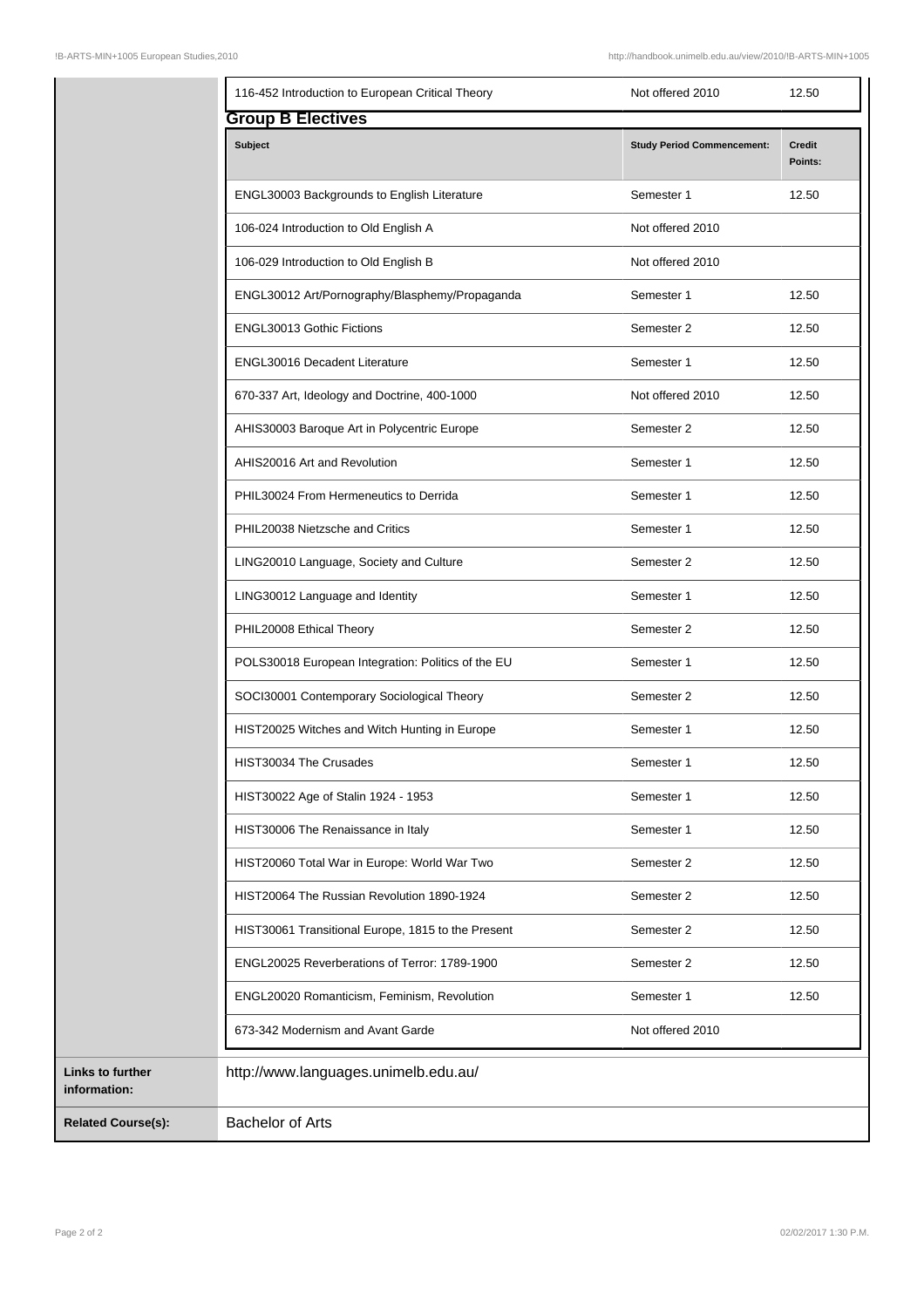| | | |
|---|---|---|
| 116-452 Introduction to European Critical Theory | Not offered 2010 | 12.50 |

## Group B Electives

| Subject | Study Period Commencement: | Credit Points: |
|---|---|---|
| ENGL30003 Backgrounds to English Literature | Semester 1 | 12.50 |
| 106-024 Introduction to Old English A | Not offered 2010 | |
| 106-029 Introduction to Old English B | Not offered 2010 | |
| ENGL30012 Art/Pornography/Blasphemy/Propaganda | Semester 1 | 12.50 |
| ENGL30013 Gothic Fictions | Semester 2 | 12.50 |
| ENGL30016 Decadent Literature | Semester 1 | 12.50 |
| 670-337 Art, Ideology and Doctrine, 400-1000 | Not offered 2010 | 12.50 |
| AHIS30003 Baroque Art in Polycentric Europe | Semester 2 | 12.50 |
| AHIS20016 Art and Revolution | Semester 1 | 12.50 |
| PHIL30024 From Hermeneutics to Derrida | Semester 1 | 12.50 |
| PHIL20038 Nietzsche and Critics | Semester 1 | 12.50 |
| LING20010 Language, Society and Culture | Semester 2 | 12.50 |
| LING30012 Language and Identity | Semester 1 | 12.50 |
| PHIL20008 Ethical Theory | Semester 2 | 12.50 |
| POLS30018 European Integration: Politics of the EU | Semester 1 | 12.50 |
| SOCI30001 Contemporary Sociological Theory | Semester 2 | 12.50 |
| HIST20025 Witches and Witch Hunting in Europe | Semester 1 | 12.50 |
| HIST30034 The Crusades | Semester 1 | 12.50 |
| HIST30022 Age of Stalin 1924 - 1953 | Semester 1 | 12.50 |
| HIST30006 The Renaissance in Italy | Semester 1 | 12.50 |
| HIST20060 Total War in Europe: World War Two | Semester 2 | 12.50 |
| HIST20064 The Russian Revolution 1890-1924 | Semester 2 | 12.50 |
| HIST30061 Transitional Europe, 1815 to the Present | Semester 2 | 12.50 |
| ENGL20025 Reverberations of Terror: 1789-1900 | Semester 2 | 12.50 |
| ENGL20020 Romanticism, Feminism, Revolution | Semester 1 | 12.50 |
| 673-342 Modernism and Avant Garde | Not offered 2010 | |

| | |
|---|---|
| **Links to further information:** | http://www.languages.unimelb.edu.au/ |
| **Related Course(s):** | Bachelor of Arts |